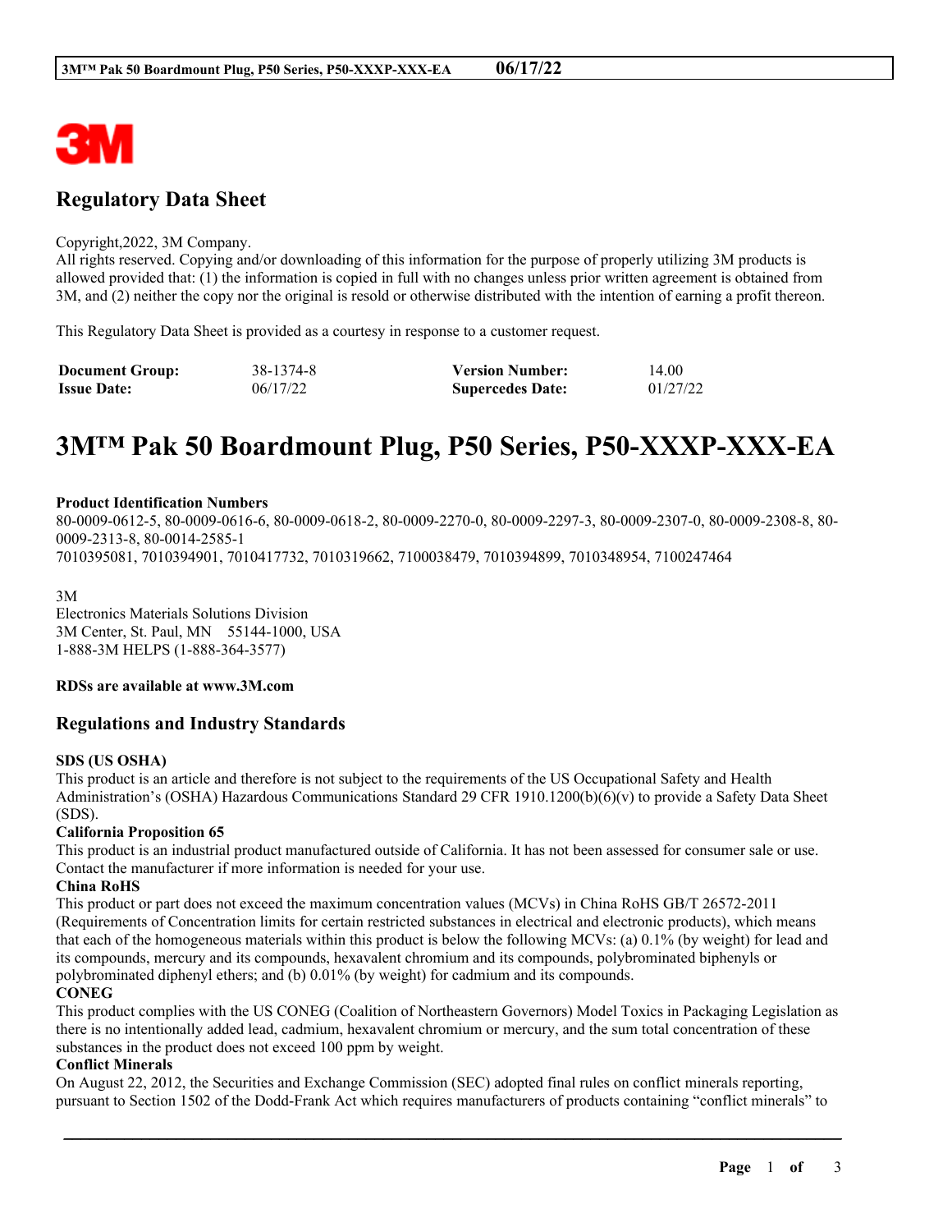# Regulatory Data Sheet

Copyright,2022, 3M Company.
All rights reserved. Copying and/or downloading of this information for the purpose of properly utilizing 3M products is allowed provided that: (1) the information is copied in full with no changes unless prior written agreement is obtained from 3M, and (2) neither the copy nor the original is resold or otherwise distributed with the intention of earning a profit thereon.

This Regulatory Data Sheet is provided as a courtesy in response to a customer request.

| **Document Group:** | 38-1374-8 | **Version Number:** | 14.00 |
|---|---|---|---|
| **Issue Date:** | 06/17/22 | **Supercedes Date:** | 01/27/22 |

# 3M™ Pak 50 Boardmount Plug, P50 Series, P50-XXXP-XXX-EA

**Product Identification Numbers**
80-0009-0612-5, 80-0009-0616-6, 80-0009-0618-2, 80-0009-2270-0, 80-0009-2297-3, 80-0009-2307-0, 80-0009-2308-8, 80-0009-2313-8, 80-0014-2585-1
7010395081, 7010394901, 7010417732, 7010319662, 7100038479, 7010394899, 7010348954, 7100247464

3M
Electronics Materials Solutions Division
3M Center, St. Paul, MN 55144-1000, USA
1-888-3M HELPS (1-888-364-3577)

**RDSs are available at www.3M.com**

## Regulations and Industry Standards

**SDS (US OSHA)**
This product is an article and therefore is not subject to the requirements of the US Occupational Safety and Health Administration's (OSHA) Hazardous Communications Standard 29 CFR 1910.1200(b)(6)(v) to provide a Safety Data Sheet (SDS).

**California Proposition 65**
This product is an industrial product manufactured outside of California. It has not been assessed for consumer sale or use. Contact the manufacturer if more information is needed for your use.

**China RoHS**
This product or part does not exceed the maximum concentration values (MCVs) in China RoHS GB/T 26572-2011 (Requirements of Concentration limits for certain restricted substances in electrical and electronic products), which means that each of the homogeneous materials within this product is below the following MCVs: (a) 0.1% (by weight) for lead and its compounds, mercury and its compounds, hexavalent chromium and its compounds, polybrominated biphenyls or polybrominated diphenyl ethers; and (b) 0.01% (by weight) for cadmium and its compounds.

**CONEG**
This product complies with the US CONEG (Coalition of Northeastern Governors) Model Toxics in Packaging Legislation as there is no intentionally added lead, cadmium, hexavalent chromium or mercury, and the sum total concentration of these substances in the product does not exceed 100 ppm by weight.

**Conflict Minerals**
On August 22, 2012, the Securities and Exchange Commission (SEC) adopted final rules on conflict minerals reporting, pursuant to Section 1502 of the Dodd-Frank Act which requires manufacturers of products containing "conflict minerals" to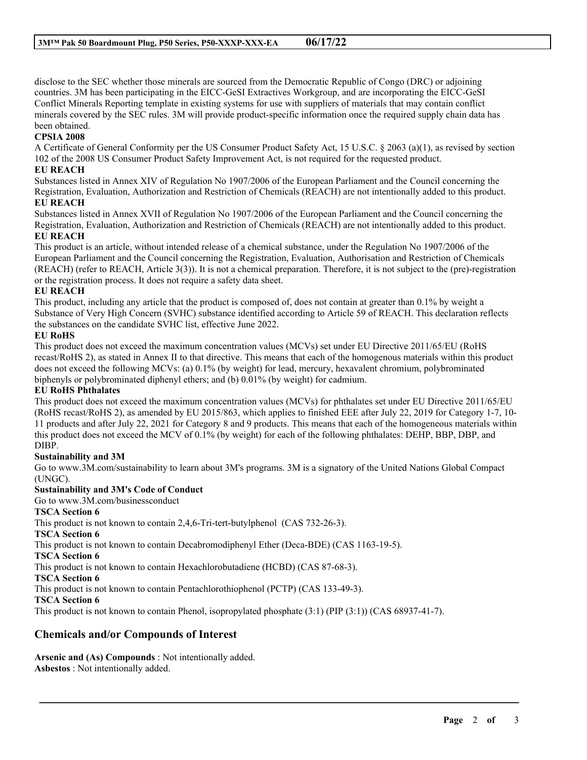disclose to the SEC whether those minerals are sourced from the Democratic Republic of Congo (DRC) or adjoining countries. 3M has been participating in the EICC-GeSI Extractives Workgroup, and are incorporating the EICC-GeSI Conflict Minerals Reporting template in existing systems for use with suppliers of materials that may contain conflict minerals covered by the SEC rules. 3M will provide product-specific information once the required supply chain data has been obtained.

**CPSIA 2008**

A Certificate of General Conformity per the US Consumer Product Safety Act, 15 U.S.C. § 2063 (a)(1), as revised by section 102 of the 2008 US Consumer Product Safety Improvement Act, is not required for the requested product.

**EU REACH**

Substances listed in Annex XIV of Regulation No 1907/2006 of the European Parliament and the Council concerning the Registration, Evaluation, Authorization and Restriction of Chemicals (REACH) are not intentionally added to this product.

**EU REACH**

Substances listed in Annex XVII of Regulation No 1907/2006 of the European Parliament and the Council concerning the Registration, Evaluation, Authorization and Restriction of Chemicals (REACH) are not intentionally added to this product.

**EU REACH**

This product is an article, without intended release of a chemical substance, under the Regulation No 1907/2006 of the European Parliament and the Council concerning the Registration, Evaluation, Authorisation and Restriction of Chemicals (REACH) (refer to REACH, Article 3(3)). It is not a chemical preparation. Therefore, it is not subject to the (pre)-registration or the registration process. It does not require a safety data sheet.

**EU REACH**

This product, including any article that the product is composed of, does not contain at greater than 0.1% by weight a Substance of Very High Concern (SVHC) substance identified according to Article 59 of REACH. This declaration reflects the substances on the candidate SVHC list, effective June 2022.

**EU RoHS**

This product does not exceed the maximum concentration values (MCVs) set under EU Directive 2011/65/EU (RoHS recast/RoHS 2), as stated in Annex II to that directive. This means that each of the homogenous materials within this product does not exceed the following MCVs: (a) 0.1% (by weight) for lead, mercury, hexavalent chromium, polybrominated biphenyls or polybrominated diphenyl ethers; and (b) 0.01% (by weight) for cadmium.

**EU RoHS Phthalates**

This product does not exceed the maximum concentration values (MCVs) for phthalates set under EU Directive 2011/65/EU (RoHS recast/RoHS 2), as amended by EU 2015/863, which applies to finished EEE after July 22, 2019 for Category 1-7, 10-11 products and after July 22, 2021 for Category 8 and 9 products. This means that each of the homogeneous materials within this product does not exceed the MCV of 0.1% (by weight) for each of the following phthalates: DEHP, BBP, DBP, and DIBP.

**Sustainability and 3M**

Go to www.3M.com/sustainability to learn about 3M's programs. 3M is a signatory of the United Nations Global Compact (UNGC).

**Sustainability and 3M's Code of Conduct**

Go to www.3M.com/businessconduct

**TSCA Section 6**

This product is not known to contain 2,4,6-Tri-tert-butylphenol (CAS 732-26-3).

**TSCA Section 6**

This product is not known to contain Decabromodiphenyl Ether (Deca-BDE) (CAS 1163-19-5).

**TSCA Section 6**

This product is not known to contain Hexachlorobutadiene (HCBD) (CAS 87-68-3).

**TSCA Section 6**

This product is not known to contain Pentachlorothiophenol (PCTP) (CAS 133-49-3).

**TSCA Section 6**

This product is not known to contain Phenol, isopropylated phosphate (3:1) (PIP (3:1)) (CAS 68937-41-7).

## Chemicals and/or Compounds of Interest

**Arsenic and (As) Compounds** : Not intentionally added.
**Asbestos** : Not intentionally added.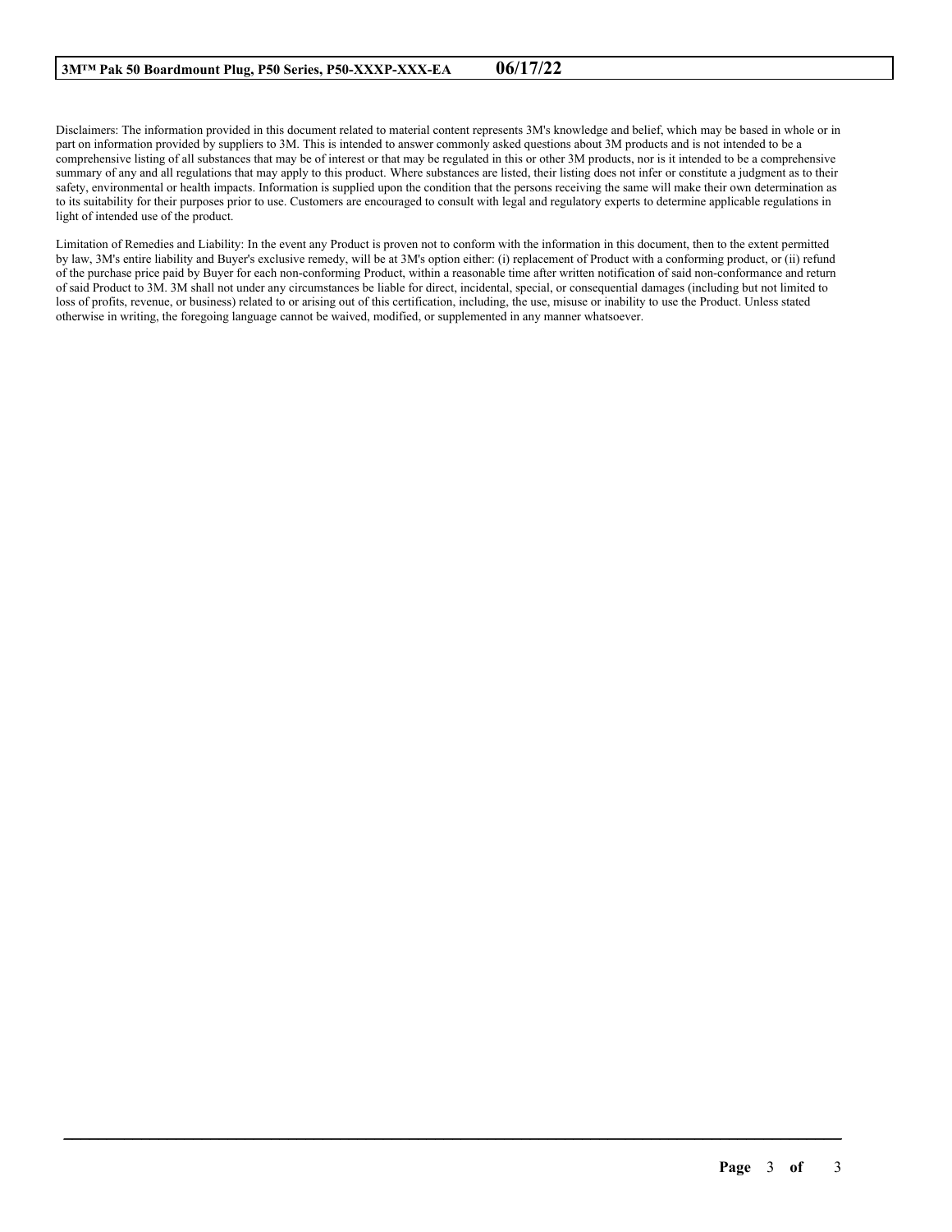Disclaimers: The information provided in this document related to material content represents 3M's knowledge and belief, which may be based in whole or in part on information provided by suppliers to 3M. This is intended to answer commonly asked questions about 3M products and is not intended to be a comprehensive listing of all substances that may be of interest or that may be regulated in this or other 3M products, nor is it intended to be a comprehensive summary of any and all regulations that may apply to this product. Where substances are listed, their listing does not infer or constitute a judgment as to their safety, environmental or health impacts. Information is supplied upon the condition that the persons receiving the same will make their own determination as to its suitability for their purposes prior to use. Customers are encouraged to consult with legal and regulatory experts to determine applicable regulations in light of intended use of the product.

Limitation of Remedies and Liability: In the event any Product is proven not to conform with the information in this document, then to the extent permitted by law, 3M's entire liability and Buyer's exclusive remedy, will be at 3M's option either: (i) replacement of Product with a conforming product, or (ii) refund of the purchase price paid by Buyer for each non-conforming Product, within a reasonable time after written notification of said non-conformance and return of said Product to 3M. 3M shall not under any circumstances be liable for direct, incidental, special, or consequential damages (including but not limited to loss of profits, revenue, or business) related to or arising out of this certification, including, the use, misuse or inability to use the Product. Unless stated otherwise in writing, the foregoing language cannot be waived, modified, or supplemented in any manner whatsoever.